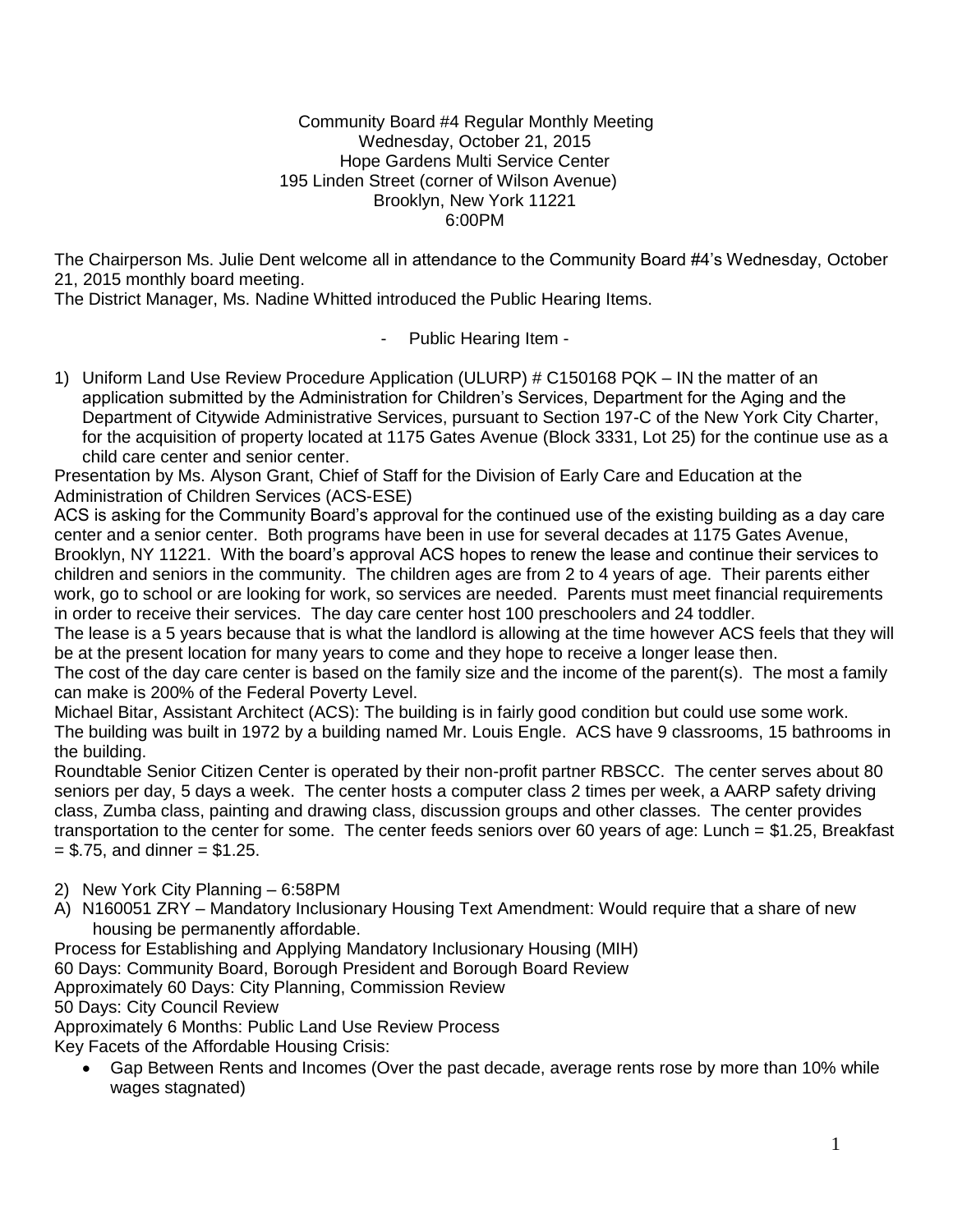Community Board #4 Regular Monthly Meeting
Wednesday, October 21, 2015
Hope Gardens Multi Service Center
195 Linden Street (corner of Wilson Avenue)
Brooklyn, New York 11221
6:00PM

The Chairperson Ms. Julie Dent welcome all in attendance to the Community Board #4's Wednesday, October 21, 2015 monthly board meeting.
The District Manager, Ms. Nadine Whitted introduced the Public Hearing Items.

- Public Hearing Item -

1) Uniform Land Use Review Procedure Application (ULURP) # C150168 PQK – IN the matter of an application submitted by the Administration for Children's Services, Department for the Aging and the Department of Citywide Administrative Services, pursuant to Section 197-C of the New York City Charter, for the acquisition of property located at 1175 Gates Avenue (Block 3331, Lot 25) for the continue use as a child care center and senior center.

Presentation by Ms. Alyson Grant, Chief of Staff for the Division of Early Care and Education at the Administration of Children Services (ACS-ESE)
ACS is asking for the Community Board's approval for the continued use of the existing building as a day care center and a senior center. Both programs have been in use for several decades at 1175 Gates Avenue, Brooklyn, NY 11221. With the board's approval ACS hopes to renew the lease and continue their services to children and seniors in the community. The children ages are from 2 to 4 years of age. Their parents either work, go to school or are looking for work, so services are needed. Parents must meet financial requirements in order to receive their services. The day care center host 100 preschoolers and 24 toddler.
The lease is a 5 years because that is what the landlord is allowing at the time however ACS feels that they will be at the present location for many years to come and they hope to receive a longer lease then.
The cost of the day care center is based on the family size and the income of the parent(s). The most a family can make is 200% of the Federal Poverty Level.
Michael Bitar, Assistant Architect (ACS): The building is in fairly good condition but could use some work. The building was built in 1972 by a building named Mr. Louis Engle. ACS have 9 classrooms, 15 bathrooms in the building.
Roundtable Senior Citizen Center is operated by their non-profit partner RBSCC. The center serves about 80 seniors per day, 5 days a week. The center hosts a computer class 2 times per week, a AARP safety driving class, Zumba class, painting and drawing class, discussion groups and other classes. The center provides transportation to the center for some. The center feeds seniors over 60 years of age: Lunch = $1.25, Breakfast = $.75, and dinner = $1.25.

2) New York City Planning – 6:58PM

A) N160051 ZRY – Mandatory Inclusionary Housing Text Amendment: Would require that a share of new housing be permanently affordable.

Process for Establishing and Applying Mandatory Inclusionary Housing (MIH)
60 Days: Community Board, Borough President and Borough Board Review
Approximately 60 Days: City Planning, Commission Review
50 Days: City Council Review
Approximately 6 Months: Public Land Use Review Process
Key Facets of the Affordable Housing Crisis:

- Gap Between Rents and Incomes (Over the past decade, average rents rose by more than 10% while wages stagnated)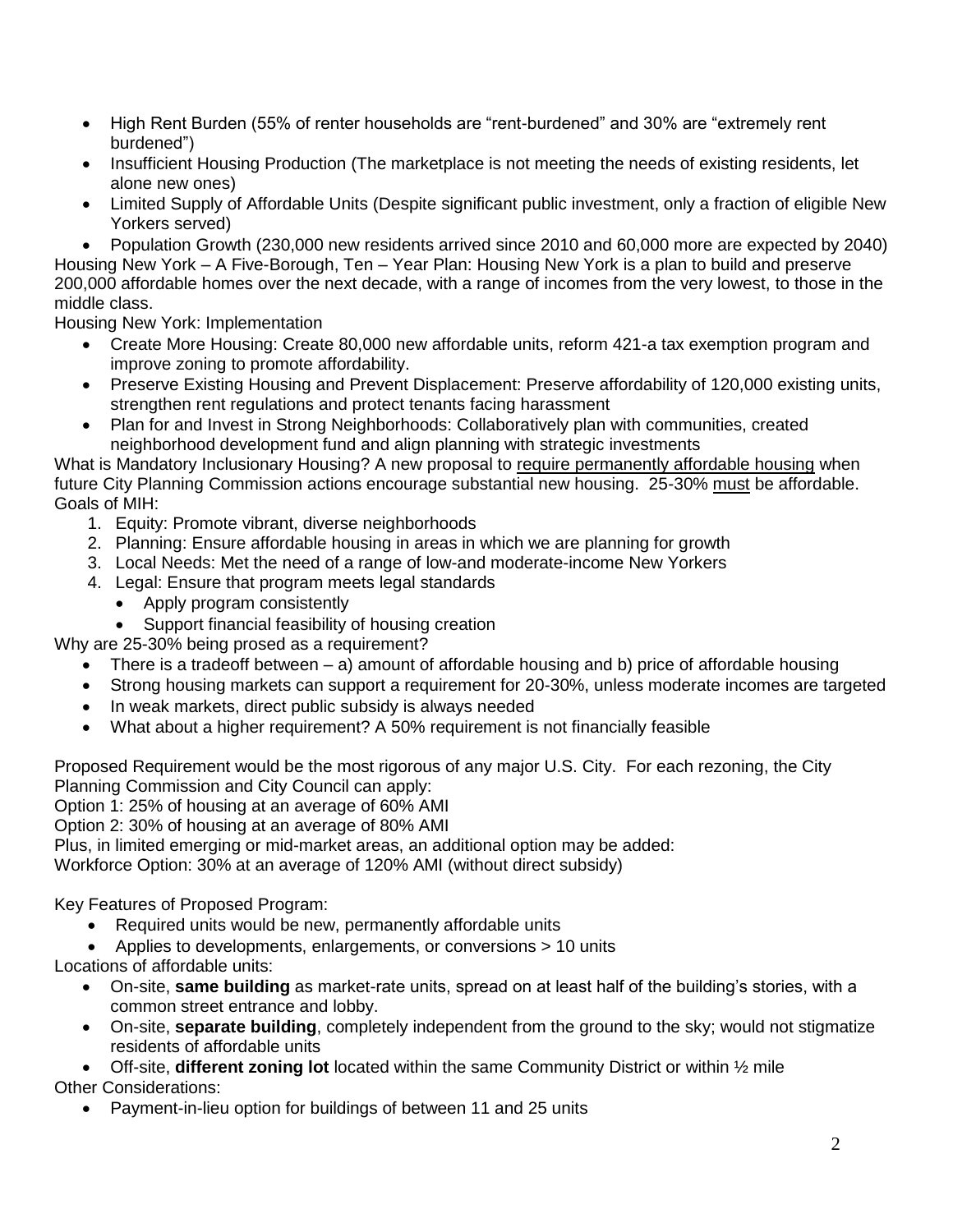- High Rent Burden (55% of renter households are "rent-burdened" and 30% are "extremely rent burdened")
- Insufficient Housing Production (The marketplace is not meeting the needs of existing residents, let alone new ones)
- Limited Supply of Affordable Units (Despite significant public investment, only a fraction of eligible New Yorkers served)
- Population Growth (230,000 new residents arrived since 2010 and 60,000 more are expected by 2040)

Housing New York – A Five-Borough, Ten – Year Plan: Housing New York is a plan to build and preserve 200,000 affordable homes over the next decade, with a range of incomes from the very lowest, to those in the middle class.

Housing New York: Implementation

- Create More Housing: Create 80,000 new affordable units, reform 421-a tax exemption program and improve zoning to promote affordability.
- Preserve Existing Housing and Prevent Displacement: Preserve affordability of 120,000 existing units, strengthen rent regulations and protect tenants facing harassment
- Plan for and Invest in Strong Neighborhoods: Collaboratively plan with communities, created neighborhood development fund and align planning with strategic investments

What is Mandatory Inclusionary Housing? A new proposal to <u>require permanently affordable housing</u> when future City Planning Commission actions encourage substantial new housing. 25-30% <u>must</u> be affordable.

Goals of MIH:

1. Equity: Promote vibrant, diverse neighborhoods
2. Planning: Ensure affordable housing in areas in which we are planning for growth
3. Local Needs: Met the need of a range of low-and moderate-income New Yorkers
4. Legal: Ensure that program meets legal standards
   - Apply program consistently
   - Support financial feasibility of housing creation

Why are 25-30% being prosed as a requirement?

- There is a tradeoff between – a) amount of affordable housing and b) price of affordable housing
- Strong housing markets can support a requirement for 20-30%, unless moderate incomes are targeted
- In weak markets, direct public subsidy is always needed
- What about a higher requirement? A 50% requirement is not financially feasible

Proposed Requirement would be the most rigorous of any major U.S. City. For each rezoning, the City Planning Commission and City Council can apply:

Option 1: 25% of housing at an average of 60% AMI

Option 2: 30% of housing at an average of 80% AMI

Plus, in limited emerging or mid-market areas, an additional option may be added:

Workforce Option: 30% at an average of 120% AMI (without direct subsidy)

Key Features of Proposed Program:

- Required units would be new, permanently affordable units
- Applies to developments, enlargements, or conversions > 10 units

Locations of affordable units:

- On-site, **same building** as market-rate units, spread on at least half of the building's stories, with a common street entrance and lobby.
- On-site, **separate building**, completely independent from the ground to the sky; would not stigmatize residents of affordable units
- Off-site, **different zoning lot** located within the same Community District or within ½ mile

Other Considerations:

- Payment-in-lieu option for buildings of between 11 and 25 units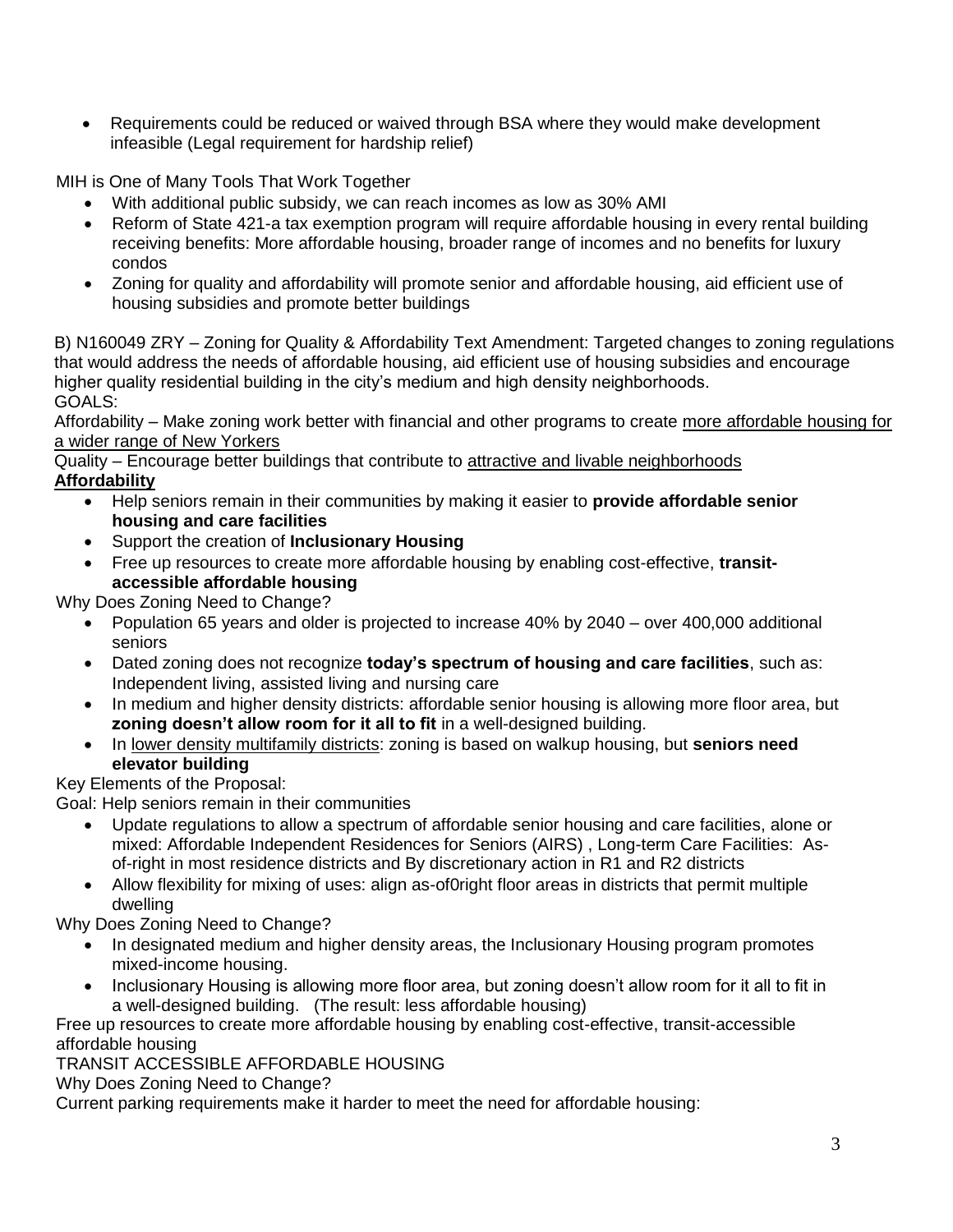- Requirements could be reduced or waived through BSA where they would make development infeasible (Legal requirement for hardship relief)

MIH is One of Many Tools That Work Together

- With additional public subsidy, we can reach incomes as low as 30% AMI
- Reform of State 421-a tax exemption program will require affordable housing in every rental building receiving benefits: More affordable housing, broader range of incomes and no benefits for luxury condos
- Zoning for quality and affordability will promote senior and affordable housing, aid efficient use of housing subsidies and promote better buildings

B) N160049 ZRY – Zoning for Quality & Affordability Text Amendment: Targeted changes to zoning regulations that would address the needs of affordable housing, aid efficient use of housing subsidies and encourage higher quality residential building in the city's medium and high density neighborhoods.
GOALS:

Affordability – Make zoning work better with financial and other programs to create <u>more affordable housing for a wider range of New Yorkers</u>

Quality – Encourage better buildings that contribute to <u>attractive and livable neighborhoods</u>

**<u>Affordability</u>**

- Help seniors remain in their communities by making it easier to **provide affordable senior housing and care facilities**
- Support the creation of **Inclusionary Housing**
- Free up resources to create more affordable housing by enabling cost-effective, **transit-accessible affordable housing**

Why Does Zoning Need to Change?

- Population 65 years and older is projected to increase 40% by 2040 – over 400,000 additional seniors
- Dated zoning does not recognize **today's spectrum of housing and care facilities**, such as: Independent living, assisted living and nursing care
- In medium and higher density districts: affordable senior housing is allowing more floor area, but **zoning doesn't allow room for it all to fit** in a well-designed building.
- In <u>lower density multifamily districts</u>: zoning is based on walkup housing, but **seniors need elevator building**

Key Elements of the Proposal:

Goal: Help seniors remain in their communities

- Update regulations to allow a spectrum of affordable senior housing and care facilities, alone or mixed: Affordable Independent Residences for Seniors (AIRS) , Long-term Care Facilities: As-of-right in most residence districts and By discretionary action in R1 and R2 districts
- Allow flexibility for mixing of uses: align as-of0right floor areas in districts that permit multiple dwelling

Why Does Zoning Need to Change?

- In designated medium and higher density areas, the Inclusionary Housing program promotes mixed-income housing.
- Inclusionary Housing is allowing more floor area, but zoning doesn't allow room for it all to fit in a well-designed building. (The result: less affordable housing)

Free up resources to create more affordable housing by enabling cost-effective, transit-accessible affordable housing

TRANSIT ACCESSIBLE AFFORDABLE HOUSING

Why Does Zoning Need to Change?

Current parking requirements make it harder to meet the need for affordable housing: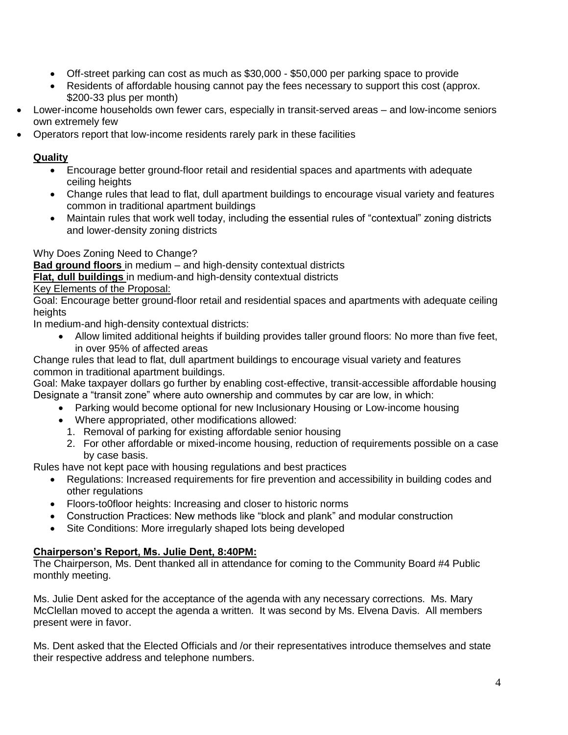- Off-street parking can cost as much as $30,000 - $50,000 per parking space to provide
- Residents of affordable housing cannot pay the fees necessary to support this cost (approx. $200-33 plus per month)

- Lower-income households own fewer cars, especially in transit-served areas – and low-income seniors own extremely few
- Operators report that low-income residents rarely park in these facilities

**Quality**

- Encourage better ground-floor retail and residential spaces and apartments with adequate ceiling heights
- Change rules that lead to flat, dull apartment buildings to encourage visual variety and features common in traditional apartment buildings
- Maintain rules that work well today, including the essential rules of "contextual" zoning districts and lower-density zoning districts

Why Does Zoning Need to Change?
**Bad ground floors** in medium – and high-density contextual districts
**Flat, dull buildings** in medium-and high-density contextual districts
Key Elements of the Proposal:
Goal: Encourage better ground-floor retail and residential spaces and apartments with adequate ceiling heights
In medium-and high-density contextual districts:

- Allow limited additional heights if building provides taller ground floors: No more than five feet, in over 95% of affected areas

Change rules that lead to flat, dull apartment buildings to encourage visual variety and features common in traditional apartment buildings.
Goal: Make taxpayer dollars go further by enabling cost-effective, transit-accessible affordable housing
Designate a "transit zone" where auto ownership and commutes by car are low, in which:

- Parking would become optional for new Inclusionary Housing or Low-income housing
- Where appropriated, other modifications allowed:
  1. Removal of parking for existing affordable senior housing
  2. For other affordable or mixed-income housing, reduction of requirements possible on a case by case basis.

Rules have not kept pace with housing regulations and best practices

- Regulations: Increased requirements for fire prevention and accessibility in building codes and other regulations
- Floors-to0floor heights: Increasing and closer to historic norms
- Construction Practices: New methods like "block and plank" and modular construction
- Site Conditions: More irregularly shaped lots being developed

**Chairperson's Report, Ms. Julie Dent, 8:40PM:**
The Chairperson, Ms. Dent thanked all in attendance for coming to the Community Board #4 Public monthly meeting.

Ms. Julie Dent asked for the acceptance of the agenda with any necessary corrections. Ms. Mary McClellan moved to accept the agenda a written. It was second by Ms. Elvena Davis. All members present were in favor.

Ms. Dent asked that the Elected Officials and /or their representatives introduce themselves and state their respective address and telephone numbers.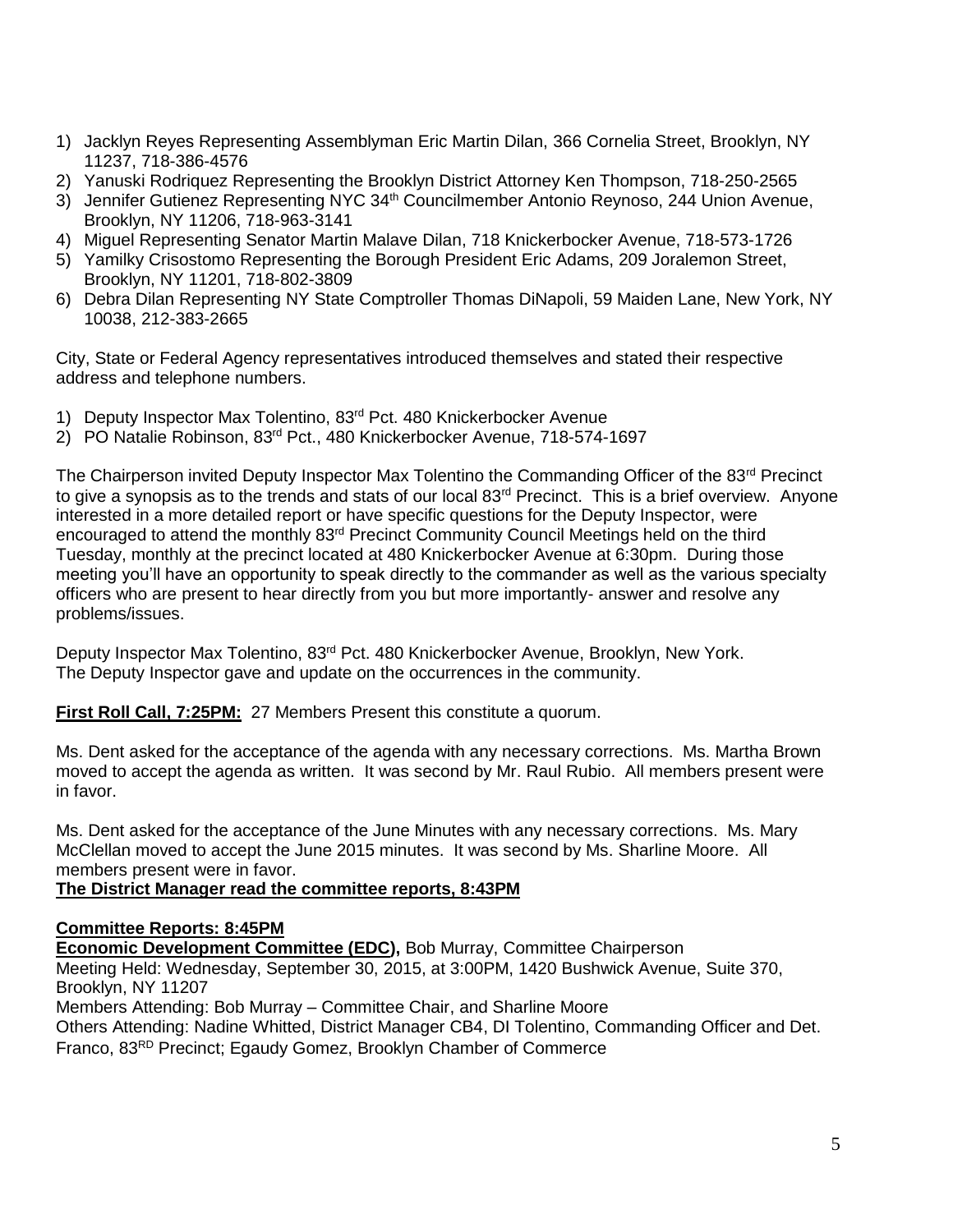1) Jacklyn Reyes Representing Assemblyman Eric Martin Dilan, 366 Cornelia Street, Brooklyn, NY 11237, 718-386-4576
2) Yanuski Rodriquez Representing the Brooklyn District Attorney Ken Thompson, 718-250-2565
3) Jennifer Gutienez Representing NYC 34th Councilmember Antonio Reynoso, 244 Union Avenue, Brooklyn, NY 11206, 718-963-3141
4) Miguel Representing Senator Martin Malave Dilan, 718 Knickerbocker Avenue, 718-573-1726
5) Yamilky Crisostomo Representing the Borough President Eric Adams, 209 Joralemon Street, Brooklyn, NY 11201, 718-802-3809
6) Debra Dilan Representing NY State Comptroller Thomas DiNapoli, 59 Maiden Lane, New York, NY 10038, 212-383-2665

City, State or Federal Agency representatives introduced themselves and stated their respective address and telephone numbers.

1) Deputy Inspector Max Tolentino, 83rd Pct. 480 Knickerbocker Avenue
2) PO Natalie Robinson, 83rd Pct., 480 Knickerbocker Avenue, 718-574-1697

The Chairperson invited Deputy Inspector Max Tolentino the Commanding Officer of the 83rd Precinct to give a synopsis as to the trends and stats of our local 83rd Precinct. This is a brief overview. Anyone interested in a more detailed report or have specific questions for the Deputy Inspector, were encouraged to attend the monthly 83rd Precinct Community Council Meetings held on the third Tuesday, monthly at the precinct located at 480 Knickerbocker Avenue at 6:30pm. During those meeting you'll have an opportunity to speak directly to the commander as well as the various specialty officers who are present to hear directly from you but more importantly- answer and resolve any problems/issues.

Deputy Inspector Max Tolentino, 83rd Pct. 480 Knickerbocker Avenue, Brooklyn, New York.
The Deputy Inspector gave and update on the occurrences in the community.

**First Roll Call, 7:25PM:** 27 Members Present this constitute a quorum.

Ms. Dent asked for the acceptance of the agenda with any necessary corrections. Ms. Martha Brown moved to accept the agenda as written. It was second by Mr. Raul Rubio. All members present were in favor.

Ms. Dent asked for the acceptance of the June Minutes with any necessary corrections. Ms. Mary McClellan moved to accept the June 2015 minutes. It was second by Ms. Sharline Moore. All members present were in favor.

**The District Manager read the committee reports, 8:43PM**

**Committee Reports: 8:45PM**

**Economic Development Committee (EDC),** Bob Murray, Committee Chairperson
Meeting Held: Wednesday, September 30, 2015, at 3:00PM, 1420 Bushwick Avenue, Suite 370, Brooklyn, NY 11207
Members Attending: Bob Murray – Committee Chair, and Sharline Moore
Others Attending: Nadine Whitted, District Manager CB4, DI Tolentino, Commanding Officer and Det. Franco, 83RD Precinct; Egaudy Gomez, Brooklyn Chamber of Commerce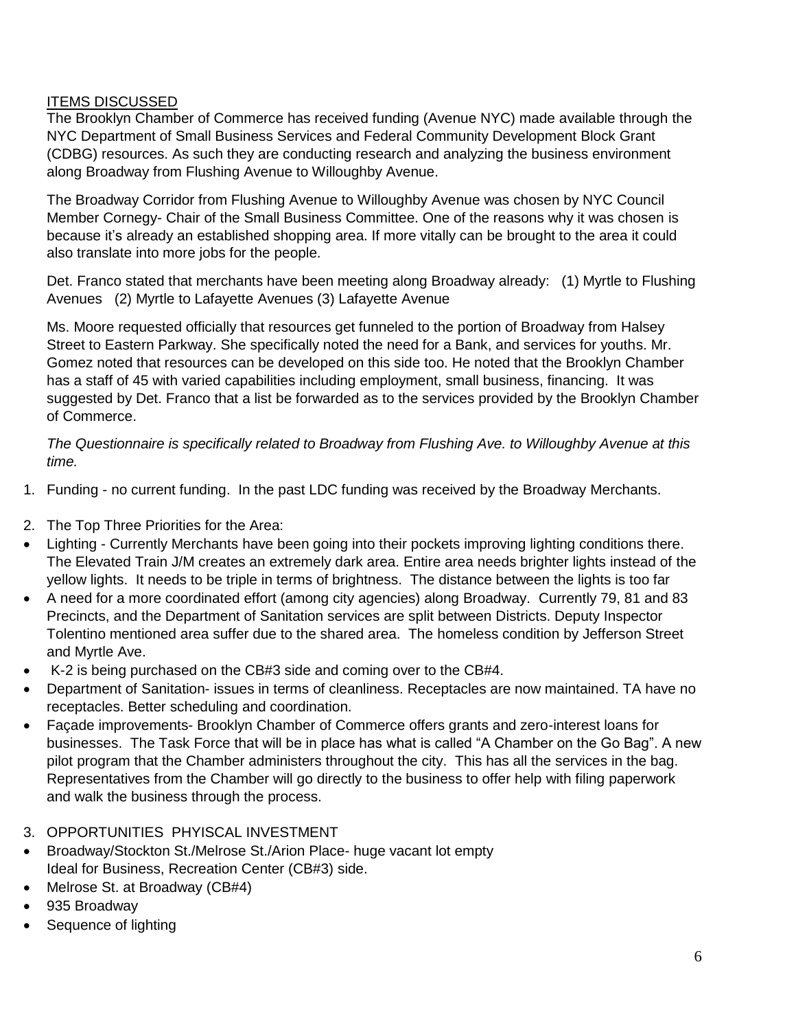<u>ITEMS DISCUSSED</u>

The Brooklyn Chamber of Commerce has received funding (Avenue NYC) made available through the NYC Department of Small Business Services and Federal Community Development Block Grant (CDBG) resources. As such they are conducting research and analyzing the business environment along Broadway from Flushing Avenue to Willoughby Avenue.

The Broadway Corridor from Flushing Avenue to Willoughby Avenue was chosen by NYC Council Member Cornegy- Chair of the Small Business Committee. One of the reasons why it was chosen is because it's already an established shopping area. If more vitally can be brought to the area it could also translate into more jobs for the people.

Det. Franco stated that merchants have been meeting along Broadway already: (1) Myrtle to Flushing Avenues (2) Myrtle to Lafayette Avenues (3) Lafayette Avenue

Ms. Moore requested officially that resources get funneled to the portion of Broadway from Halsey Street to Eastern Parkway. She specifically noted the need for a Bank, and services for youths. Mr. Gomez noted that resources can be developed on this side too. He noted that the Brooklyn Chamber has a staff of 45 with varied capabilities including employment, small business, financing. It was suggested by Det. Franco that a list be forwarded as to the services provided by the Brooklyn Chamber of Commerce.

*The Questionnaire is specifically related to Broadway from Flushing Ave. to Willoughby Avenue at this time.*

1. Funding - no current funding. In the past LDC funding was received by the Broadway Merchants.

2. The Top Three Priorities for the Area:

- Lighting - Currently Merchants have been going into their pockets improving lighting conditions there. The Elevated Train J/M creates an extremely dark area. Entire area needs brighter lights instead of the yellow lights. It needs to be triple in terms of brightness. The distance between the lights is too far
- A need for a more coordinated effort (among city agencies) along Broadway. Currently 79, 81 and 83 Precincts, and the Department of Sanitation services are split between Districts. Deputy Inspector Tolentino mentioned area suffer due to the shared area. The homeless condition by Jefferson Street and Myrtle Ave.
- K-2 is being purchased on the CB#3 side and coming over to the CB#4.
- Department of Sanitation- issues in terms of cleanliness. Receptacles are now maintained. TA have no receptacles. Better scheduling and coordination.
- Façade improvements- Brooklyn Chamber of Commerce offers grants and zero-interest loans for businesses. The Task Force that will be in place has what is called "A Chamber on the Go Bag". A new pilot program that the Chamber administers throughout the city. This has all the services in the bag. Representatives from the Chamber will go directly to the business to offer help with filing paperwork and walk the business through the process.

3. OPPORTUNITIES PHYISCAL INVESTMENT

- Broadway/Stockton St./Melrose St./Arion Place- huge vacant lot empty Ideal for Business, Recreation Center (CB#3) side.
- Melrose St. at Broadway (CB#4)
- 935 Broadway
- Sequence of lighting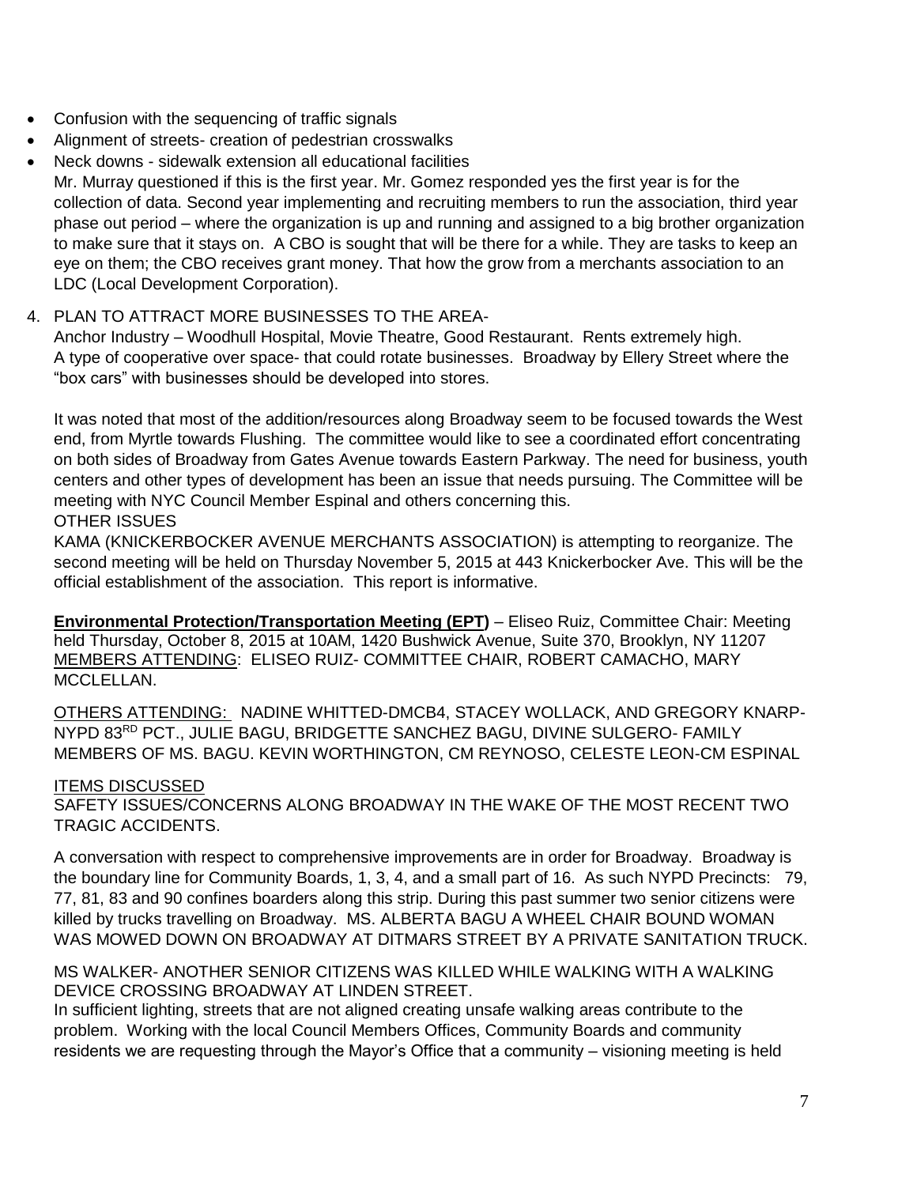- Confusion with the sequencing of traffic signals
- Alignment of streets- creation of pedestrian crosswalks
- Neck downs - sidewalk extension all educational facilities

  Mr. Murray questioned if this is the first year. Mr. Gomez responded yes the first year is for the collection of data. Second year implementing and recruiting members to run the association, third year phase out period – where the organization is up and running and assigned to a big brother organization to make sure that it stays on. A CBO is sought that will be there for a while. They are tasks to keep an eye on them; the CBO receives grant money. That how the grow from a merchants association to an LDC (Local Development Corporation).

4. PLAN TO ATTRACT MORE BUSINESSES TO THE AREA-

   Anchor Industry – Woodhull Hospital, Movie Theatre, Good Restaurant. Rents extremely high. A type of cooperative over space- that could rotate businesses. Broadway by Ellery Street where the "box cars" with businesses should be developed into stores.

   It was noted that most of the addition/resources along Broadway seem to be focused towards the West end, from Myrtle towards Flushing. The committee would like to see a coordinated effort concentrating on both sides of Broadway from Gates Avenue towards Eastern Parkway. The need for business, youth centers and other types of development has been an issue that needs pursuing. The Committee will be meeting with NYC Council Member Espinal and others concerning this.

   OTHER ISSUES

   KAMA (KNICKERBOCKER AVENUE MERCHANTS ASSOCIATION) is attempting to reorganize. The second meeting will be held on Thursday November 5, 2015 at 443 Knickerbocker Ave. This will be the official establishment of the association. This report is informative.

**Environmental Protection/Transportation Meeting (EPT)** – Eliseo Ruiz, Committee Chair: Meeting held Thursday, October 8, 2015 at 10AM, 1420 Bushwick Avenue, Suite 370, Brooklyn, NY 11207

MEMBERS ATTENDING: ELISEO RUIZ- COMMITTEE CHAIR, ROBERT CAMACHO, MARY MCCLELLAN.

OTHERS ATTENDING: NADINE WHITTED-DMCB4, STACEY WOLLACK, AND GREGORY KNARP-NYPD 83RD PCT., JULIE BAGU, BRIDGETTE SANCHEZ BAGU, DIVINE SULGERO- FAMILY MEMBERS OF MS. BAGU. KEVIN WORTHINGTON, CM REYNOSO, CELESTE LEON-CM ESPINAL

ITEMS DISCUSSED

SAFETY ISSUES/CONCERNS ALONG BROADWAY IN THE WAKE OF THE MOST RECENT TWO TRAGIC ACCIDENTS.

A conversation with respect to comprehensive improvements are in order for Broadway. Broadway is the boundary line for Community Boards, 1, 3, 4, and a small part of 16. As such NYPD Precincts: 79, 77, 81, 83 and 90 confines boarders along this strip. During this past summer two senior citizens were killed by trucks travelling on Broadway. MS. ALBERTA BAGU A WHEEL CHAIR BOUND WOMAN WAS MOWED DOWN ON BROADWAY AT DITMARS STREET BY A PRIVATE SANITATION TRUCK.

MS WALKER- ANOTHER SENIOR CITIZENS WAS KILLED WHILE WALKING WITH A WALKING DEVICE CROSSING BROADWAY AT LINDEN STREET.

In sufficient lighting, streets that are not aligned creating unsafe walking areas contribute to the problem. Working with the local Council Members Offices, Community Boards and community residents we are requesting through the Mayor's Office that a community – visioning meeting is held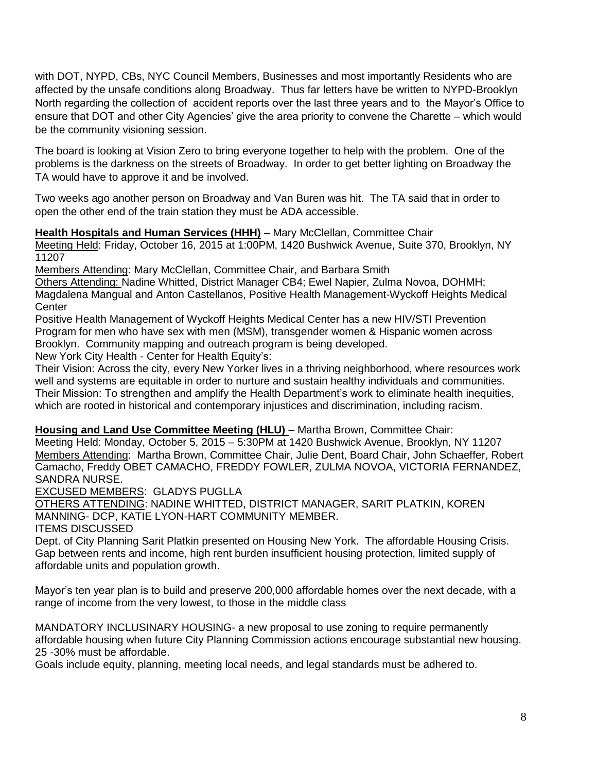with DOT, NYPD, CBs, NYC Council Members, Businesses and most importantly Residents who are affected by the unsafe conditions along Broadway. Thus far letters have be written to NYPD-Brooklyn North regarding the collection of accident reports over the last three years and to the Mayor's Office to ensure that DOT and other City Agencies' give the area priority to convene the Charette – which would be the community visioning session.

The board is looking at Vision Zero to bring everyone together to help with the problem. One of the problems is the darkness on the streets of Broadway. In order to get better lighting on Broadway the TA would have to approve it and be involved.

Two weeks ago another person on Broadway and Van Buren was hit. The TA said that in order to open the other end of the train station they must be ADA accessible.

**Health Hospitals and Human Services (HHH)** – Mary McClellan, Committee Chair
Meeting Held: Friday, October 16, 2015 at 1:00PM, 1420 Bushwick Avenue, Suite 370, Brooklyn, NY 11207
Members Attending: Mary McClellan, Committee Chair, and Barbara Smith
Others Attending: Nadine Whitted, District Manager CB4; Ewel Napier, Zulma Novoa, DOHMH; Magdalena Mangual and Anton Castellanos, Positive Health Management-Wyckoff Heights Medical Center
Positive Health Management of Wyckoff Heights Medical Center has a new HIV/STI Prevention Program for men who have sex with men (MSM), transgender women & Hispanic women across Brooklyn. Community mapping and outreach program is being developed.
New York City Health - Center for Health Equity's:
Their Vision: Across the city, every New Yorker lives in a thriving neighborhood, where resources work well and systems are equitable in order to nurture and sustain healthy individuals and communities.
Their Mission: To strengthen and amplify the Health Department's work to eliminate health inequities, which are rooted in historical and contemporary injustices and discrimination, including racism.

**Housing and Land Use Committee Meeting (HLU)** – Martha Brown, Committee Chair:
Meeting Held: Monday, October 5, 2015 – 5:30PM at 1420 Bushwick Avenue, Brooklyn, NY 11207
Members Attending: Martha Brown, Committee Chair, Julie Dent, Board Chair, John Schaeffer, Robert Camacho, Freddy OBET CAMACHO, FREDDY FOWLER, ZULMA NOVOA, VICTORIA FERNANDEZ, SANDRA NURSE.
EXCUSED MEMBERS: GLADYS PUGLLA
OTHERS ATTENDING: NADINE WHITTED, DISTRICT MANAGER, SARIT PLATKIN, KOREN MANNING- DCP, KATIE LYON-HART COMMUNITY MEMBER.
ITEMS DISCUSSED
Dept. of City Planning Sarit Platkin presented on Housing New York. The affordable Housing Crisis. Gap between rents and income, high rent burden insufficient housing protection, limited supply of affordable units and population growth.

Mayor's ten year plan is to build and preserve 200,000 affordable homes over the next decade, with a range of income from the very lowest, to those in the middle class

MANDATORY INCLUSINARY HOUSING- a new proposal to use zoning to require permanently affordable housing when future City Planning Commission actions encourage substantial new housing. 25 -30% must be affordable.
Goals include equity, planning, meeting local needs, and legal standards must be adhered to.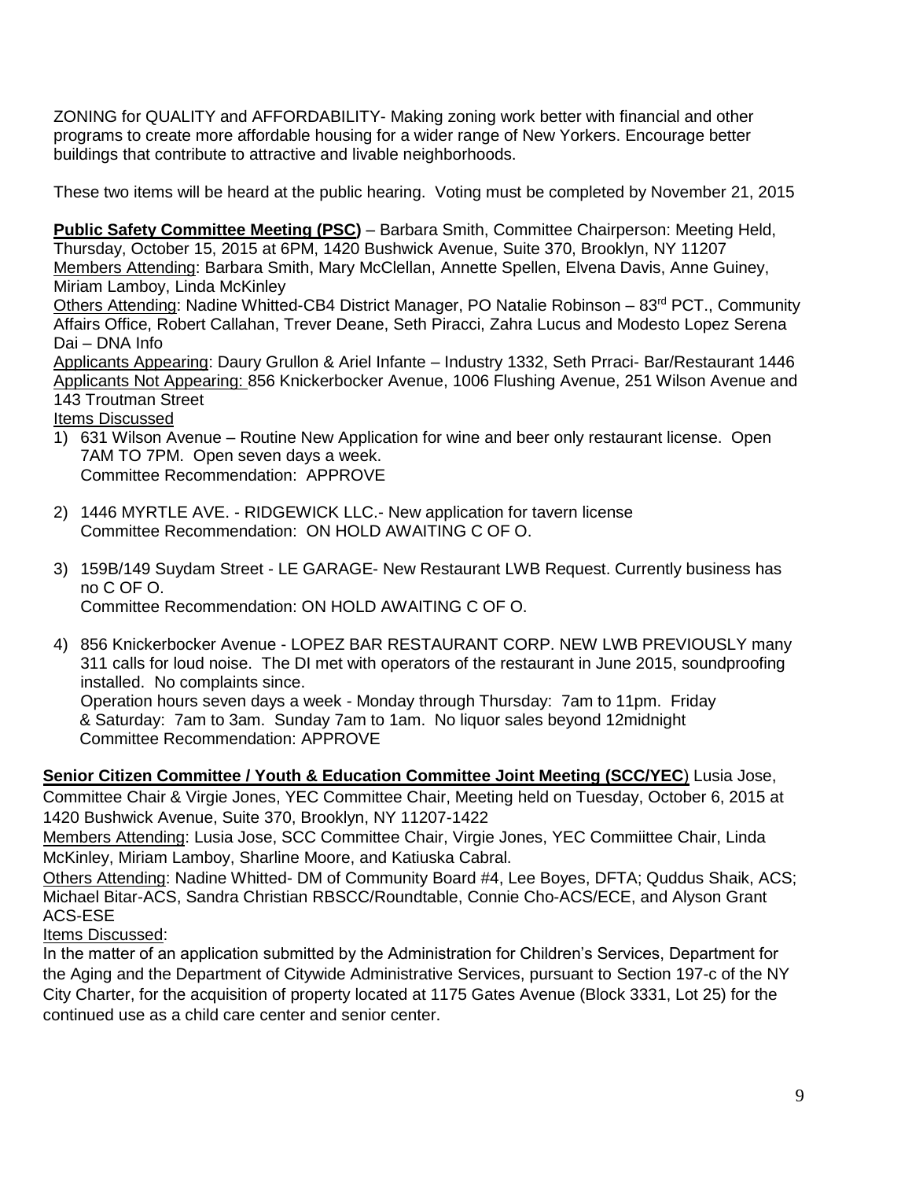ZONING for QUALITY and AFFORDABILITY- Making zoning work better with financial and other programs to create more affordable housing for a wider range of New Yorkers. Encourage better buildings that contribute to attractive and livable neighborhoods.

These two items will be heard at the public hearing. Voting must be completed by November 21, 2015

**Public Safety Committee Meeting (PSC)** – Barbara Smith, Committee Chairperson: Meeting Held, Thursday, October 15, 2015 at 6PM, 1420 Bushwick Avenue, Suite 370, Brooklyn, NY 11207
Members Attending: Barbara Smith, Mary McClellan, Annette Spellen, Elvena Davis, Anne Guiney, Miriam Lamboy, Linda McKinley
Others Attending: Nadine Whitted-CB4 District Manager, PO Natalie Robinson – 83rd PCT., Community Affairs Office, Robert Callahan, Trever Deane, Seth Piracci, Zahra Lucus and Modesto Lopez Serena Dai – DNA Info
Applicants Appearing: Daury Grullon & Ariel Infante – Industry 1332, Seth Prraci- Bar/Restaurant 1446
Applicants Not Appearing: 856 Knickerbocker Avenue, 1006 Flushing Avenue, 251 Wilson Avenue and 143 Troutman Street
Items Discussed

1) 631 Wilson Avenue – Routine New Application for wine and beer only restaurant license. Open 7AM TO 7PM. Open seven days a week.
   Committee Recommendation: APPROVE

2) 1446 MYRTLE AVE. - RIDGEWICK LLC.- New application for tavern license
   Committee Recommendation: ON HOLD AWAITING C OF O.

3) 159B/149 Suydam Street - LE GARAGE- New Restaurant LWB Request. Currently business has no C OF O.
   Committee Recommendation: ON HOLD AWAITING C OF O.

4) 856 Knickerbocker Avenue - LOPEZ BAR RESTAURANT CORP. NEW LWB PREVIOUSLY many 311 calls for loud noise. The DI met with operators of the restaurant in June 2015, soundproofing installed. No complaints since.
   Operation hours seven days a week - Monday through Thursday: 7am to 11pm. Friday & Saturday: 7am to 3am. Sunday 7am to 1am. No liquor sales beyond 12midnight
   Committee Recommendation: APPROVE

**Senior Citizen Committee / Youth & Education Committee Joint Meeting (SCC/YEC**) Lusia Jose, Committee Chair & Virgie Jones, YEC Committee Chair, Meeting held on Tuesday, October 6, 2015 at 1420 Bushwick Avenue, Suite 370, Brooklyn, NY 11207-1422
Members Attending: Lusia Jose, SCC Committee Chair, Virgie Jones, YEC Commiittee Chair, Linda McKinley, Miriam Lamboy, Sharline Moore, and Katiuska Cabral.
Others Attending: Nadine Whitted- DM of Community Board #4, Lee Boyes, DFTA; Quddus Shaik, ACS; Michael Bitar-ACS, Sandra Christian RBSCC/Roundtable, Connie Cho-ACS/ECE, and Alyson Grant ACS-ESE
Items Discussed:
In the matter of an application submitted by the Administration for Children's Services, Department for the Aging and the Department of Citywide Administrative Services, pursuant to Section 197-c of the NY City Charter, for the acquisition of property located at 1175 Gates Avenue (Block 3331, Lot 25) for the continued use as a child care center and senior center.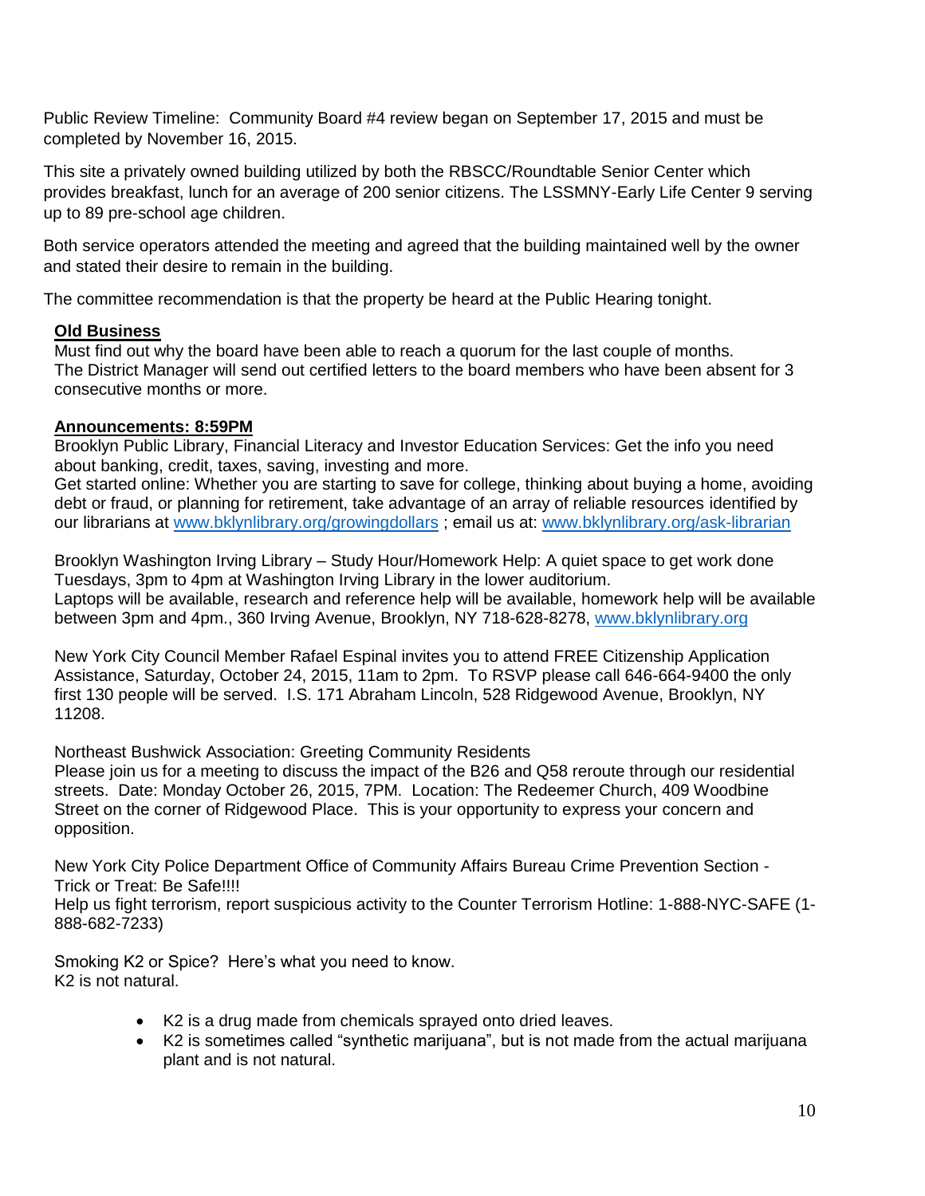Public Review Timeline: Community Board #4 review began on September 17, 2015 and must be completed by November 16, 2015.

This site a privately owned building utilized by both the RBSCC/Roundtable Senior Center which provides breakfast, lunch for an average of 200 senior citizens. The LSSMNY-Early Life Center 9 serving up to 89 pre-school age children.

Both service operators attended the meeting and agreed that the building maintained well by the owner and stated their desire to remain in the building.

The committee recommendation is that the property be heard at the Public Hearing tonight.

**Old Business**

Must find out why the board have been able to reach a quorum for the last couple of months.
The District Manager will send out certified letters to the board members who have been absent for 3 consecutive months or more.

**Announcements: 8:59PM**

Brooklyn Public Library, Financial Literacy and Investor Education Services: Get the info you need about banking, credit, taxes, saving, investing and more.
Get started online: Whether you are starting to save for college, thinking about buying a home, avoiding debt or fraud, or planning for retirement, take advantage of an array of reliable resources identified by our librarians at www.bklynlibrary.org/growingdollars ; email us at: www.bklynlibrary.org/ask-librarian

Brooklyn Washington Irving Library – Study Hour/Homework Help: A quiet space to get work done Tuesdays, 3pm to 4pm at Washington Irving Library in the lower auditorium.
Laptops will be available, research and reference help will be available, homework help will be available between 3pm and 4pm., 360 Irving Avenue, Brooklyn, NY 718-628-8278, www.bklynlibrary.org

New York City Council Member Rafael Espinal invites you to attend FREE Citizenship Application Assistance, Saturday, October 24, 2015, 11am to 2pm. To RSVP please call 646-664-9400 the only first 130 people will be served. I.S. 171 Abraham Lincoln, 528 Ridgewood Avenue, Brooklyn, NY 11208.

Northeast Bushwick Association: Greeting Community Residents
Please join us for a meeting to discuss the impact of the B26 and Q58 reroute through our residential streets. Date: Monday October 26, 2015, 7PM. Location: The Redeemer Church, 409 Woodbine Street on the corner of Ridgewood Place. This is your opportunity to express your concern and opposition.

New York City Police Department Office of Community Affairs Bureau Crime Prevention Section - Trick or Treat: Be Safe!!!!
Help us fight terrorism, report suspicious activity to the Counter Terrorism Hotline: 1-888-NYC-SAFE (1-888-682-7233)

Smoking K2 or Spice? Here's what you need to know.
K2 is not natural.

- K2 is a drug made from chemicals sprayed onto dried leaves.
- K2 is sometimes called "synthetic marijuana", but is not made from the actual marijuana plant and is not natural.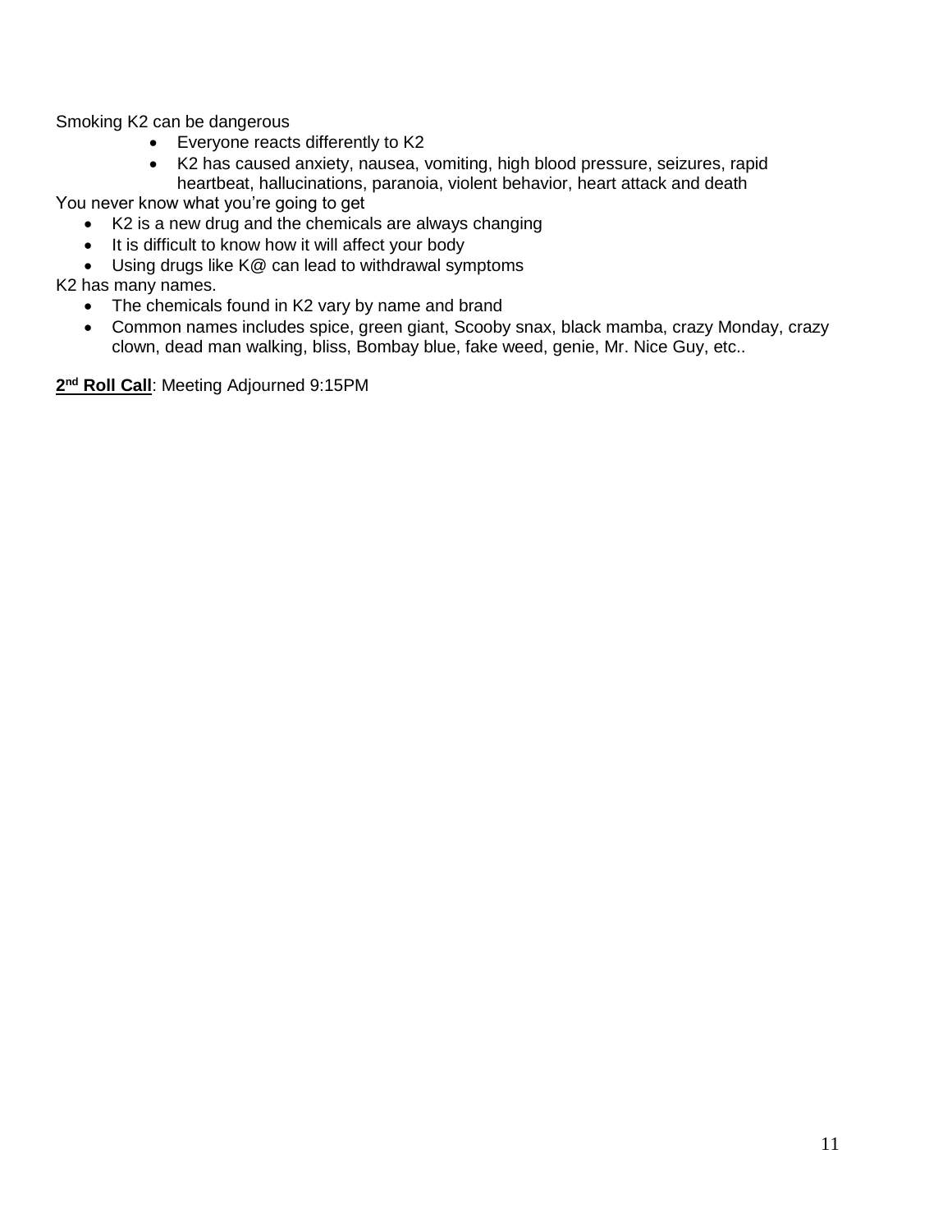Smoking K2 can be dangerous

- Everyone reacts differently to K2
- K2 has caused anxiety, nausea, vomiting, high blood pressure, seizures, rapid heartbeat, hallucinations, paranoia, violent behavior, heart attack and death

You never know what you're going to get

- K2 is a new drug and the chemicals are always changing
- It is difficult to know how it will affect your body
- Using drugs like K@ can lead to withdrawal symptoms

K2 has many names.

- The chemicals found in K2 vary by name and brand
- Common names includes spice, green giant, Scooby snax, black mamba, crazy Monday, crazy clown, dead man walking, bliss, Bombay blue, fake weed, genie, Mr. Nice Guy, etc..

**2nd Roll Call**: Meeting Adjourned 9:15PM